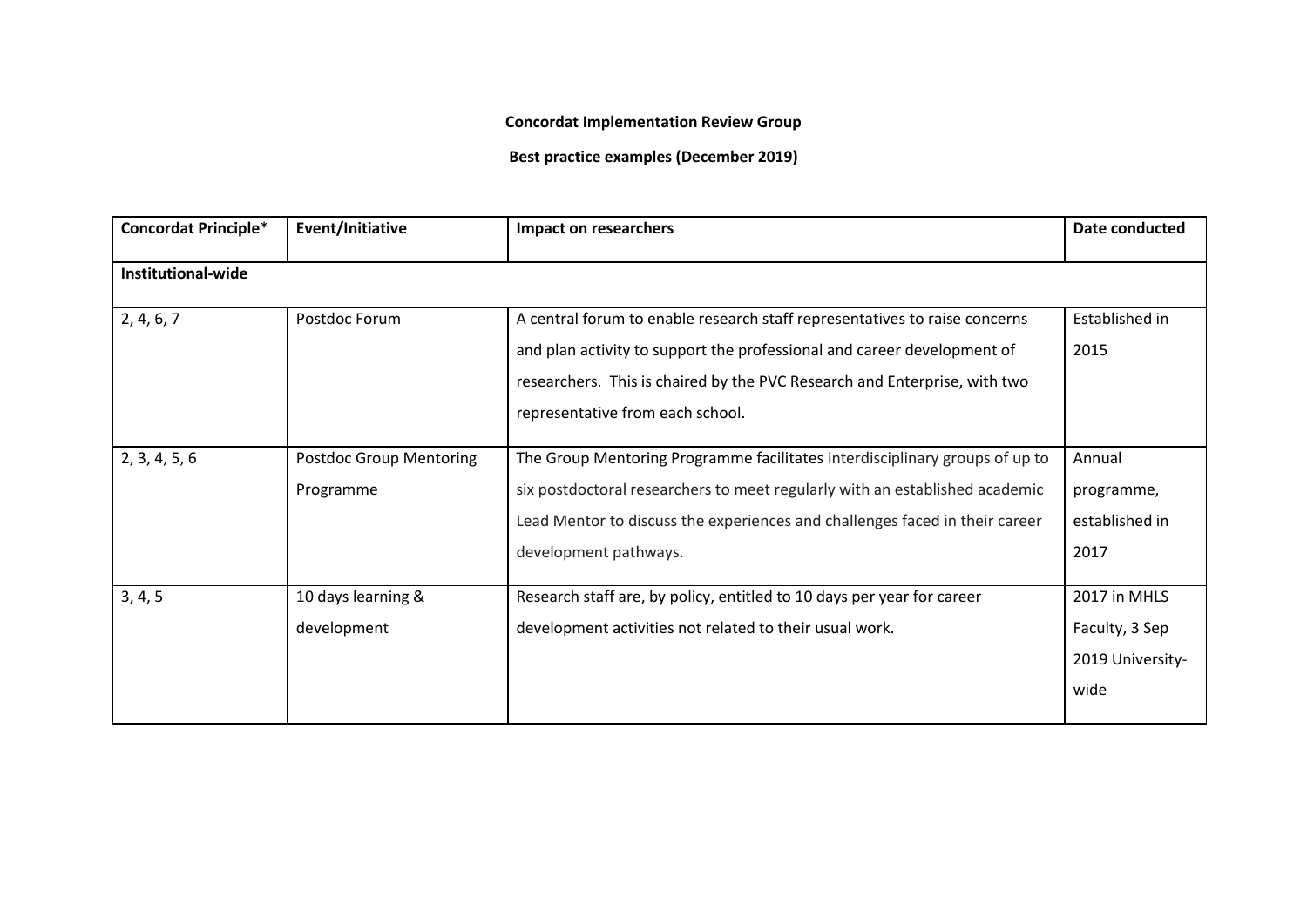**Concordat Implementation Review Group**

**Best practice examples (December 2019)**

| Concordat Principle* | Event/Initiative | Impact on researchers | Date conducted |
|---|---|---|---|
| **Institutional-wide** | | | |
| 2, 4, 6, 7 | Postdoc Forum | A central forum to enable research staff representatives to raise concerns and plan activity to support the professional and career development of researchers. This is chaired by the PVC Research and Enterprise, with two representative from each school. | Established in 2015 |
| 2, 3, 4, 5, 6 | Postdoc Group Mentoring Programme | The Group Mentoring Programme facilitates interdisciplinary groups of up to six postdoctoral researchers to meet regularly with an established academic Lead Mentor to discuss the experiences and challenges faced in their career development pathways. | Annual programme, established in 2017 |
| 3, 4, 5 | 10 days learning & development | Research staff are, by policy, entitled to 10 days per year for career development activities not related to their usual work. | 2017 in MHLS Faculty, 3 Sep 2019 University-wide |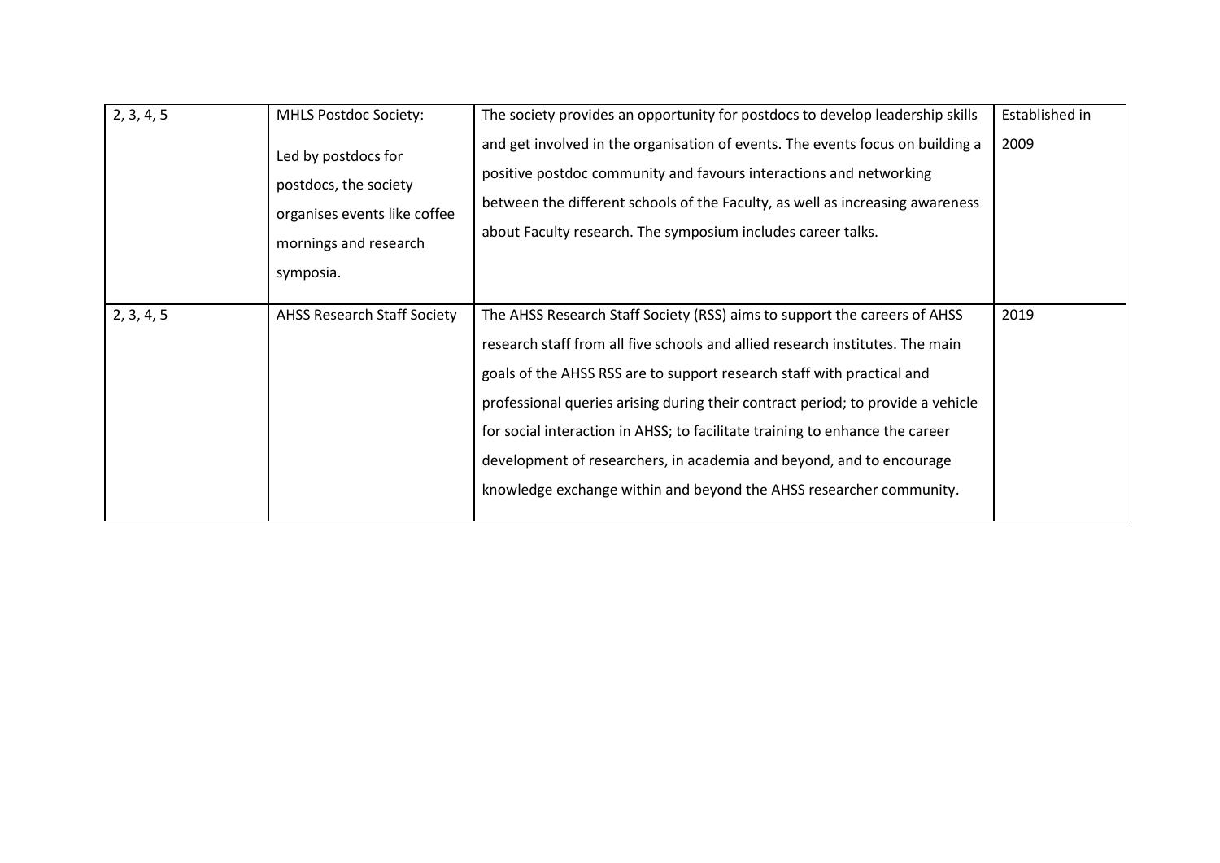| 2, 3, 4, 5 | MHLS Postdoc Society:<br><br>Led by postdocs for postdocs, the society organises events like coffee mornings and research symposia. | The society provides an opportunity for postdocs to develop leadership skills and get involved in the organisation of events. The events focus on building a positive postdoc community and favours interactions and networking between the different schools of the Faculty, as well as increasing awareness about Faculty research. The symposium includes career talks. | Established in 2009 |
|---|---|---|---|
| 2, 3, 4, 5 | AHSS Research Staff Society | The AHSS Research Staff Society (RSS) aims to support the careers of AHSS research staff from all five schools and allied research institutes. The main goals of the AHSS RSS are to support research staff with practical and professional queries arising during their contract period; to provide a vehicle for social interaction in AHSS; to facilitate training to enhance the career development of researchers, in academia and beyond, and to encourage knowledge exchange within and beyond the AHSS researcher community. | 2019 |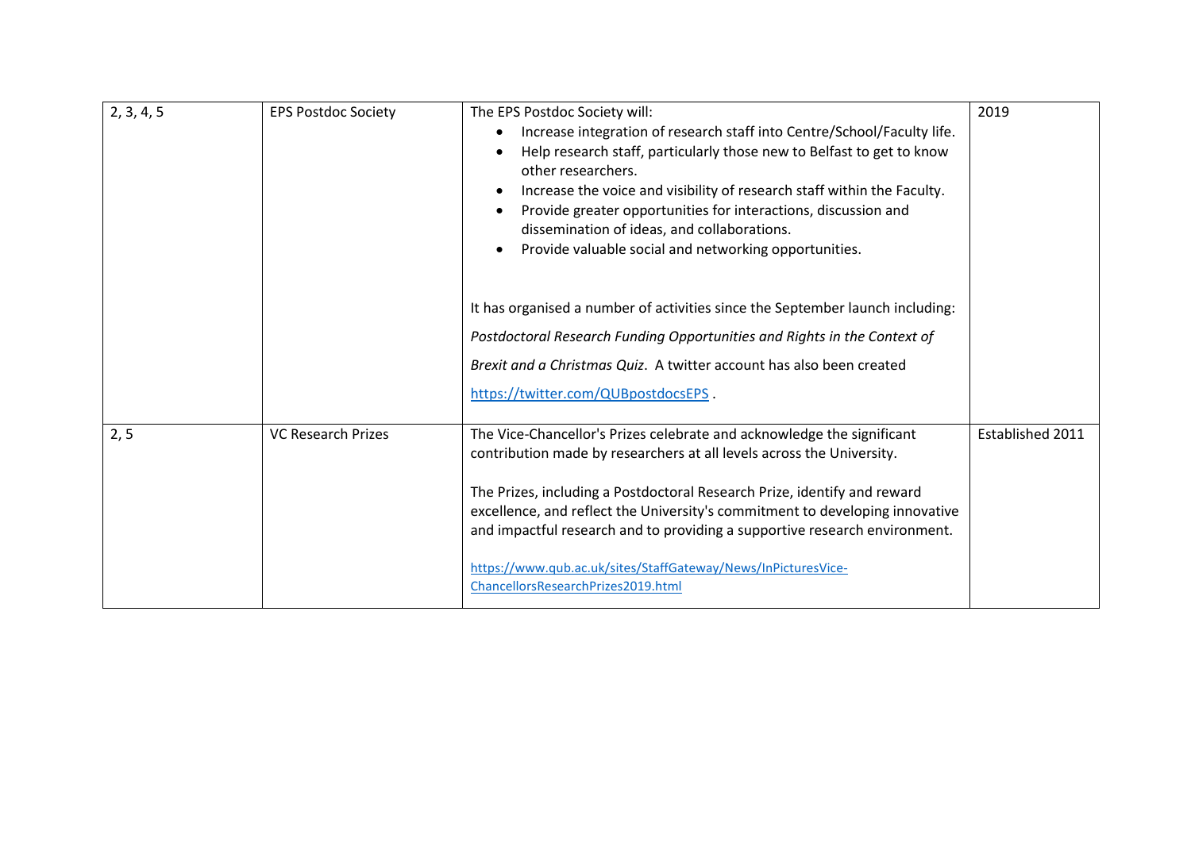| | | | |
|---|---|---|---|
| 2, 3, 4, 5 | EPS Postdoc Society | The EPS Postdoc Society will:<br>• Increase integration of research staff into Centre/School/Faculty life.<br>• Help research staff, particularly those new to Belfast to get to know other researchers.<br>• Increase the voice and visibility of research staff within the Faculty.<br>• Provide greater opportunities for interactions, discussion and dissemination of ideas, and collaborations.<br>• Provide valuable social and networking opportunities.<br><br>It has organised a number of activities since the September launch including: *Postdoctoral Research Funding Opportunities and Rights in the Context of Brexit and a Christmas Quiz*. A twitter account has also been created https://twitter.com/QUBpostdocsEPS . | 2019 |
| 2, 5 | VC Research Prizes | The Vice-Chancellor's Prizes celebrate and acknowledge the significant contribution made by researchers at all levels across the University.<br><br>The Prizes, including a Postdoctoral Research Prize, identify and reward excellence, and reflect the University's commitment to developing innovative and impactful research and to providing a supportive research environment.<br><br>https://www.qub.ac.uk/sites/StaffGateway/News/InPicturesVice-ChancellorsResearchPrizes2019.html | Established 2011 |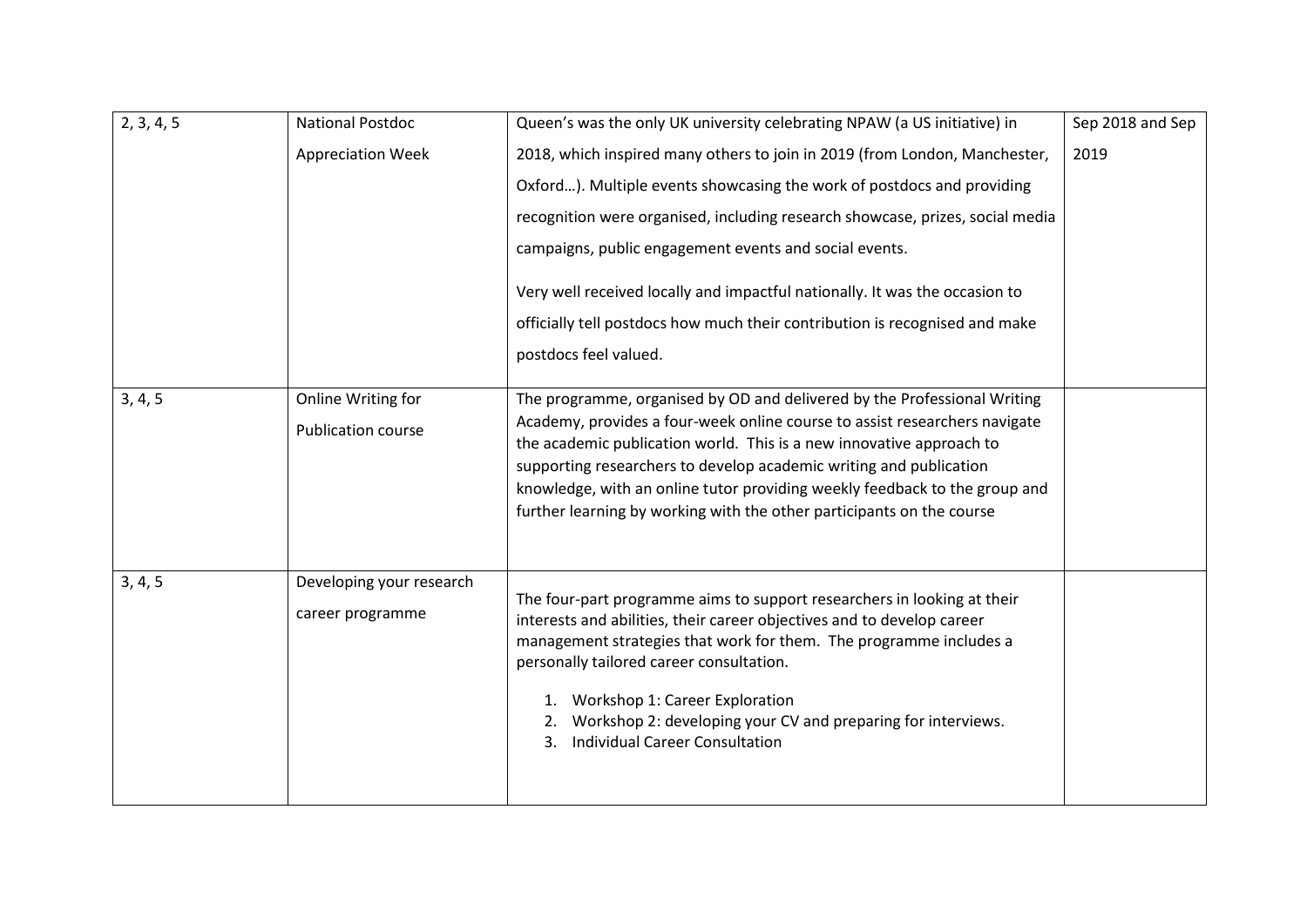| 2, 3, 4, 5 | National Postdoc Appreciation Week | Queen's was the only UK university celebrating NPAW (a US initiative) in 2018, which inspired many others to join in 2019 (from London, Manchester, Oxford…). Multiple events showcasing the work of postdocs and providing recognition were organised, including research showcase, prizes, social media campaigns, public engagement events and social events.<br><br>Very well received locally and impactful nationally. It was the occasion to officially tell postdocs how much their contribution is recognised and make postdocs feel valued. | Sep 2018 and Sep 2019 |
|---|---|---|---|
| 3, 4, 5 | Online Writing for Publication course | The programme, organised by OD and delivered by the Professional Writing Academy, provides a four-week online course to assist researchers navigate the academic publication world. This is a new innovative approach to supporting researchers to develop academic writing and publication knowledge, with an online tutor providing weekly feedback to the group and further learning by working with the other participants on the course | |
| 3, 4, 5 | Developing your research career programme | The four-part programme aims to support researchers in looking at their interests and abilities, their career objectives and to develop career management strategies that work for them. The programme includes a personally tailored career consultation.<br><br>1. Workshop 1: Career Exploration<br>2. Workshop 2: developing your CV and preparing for interviews.<br>3. Individual Career Consultation | |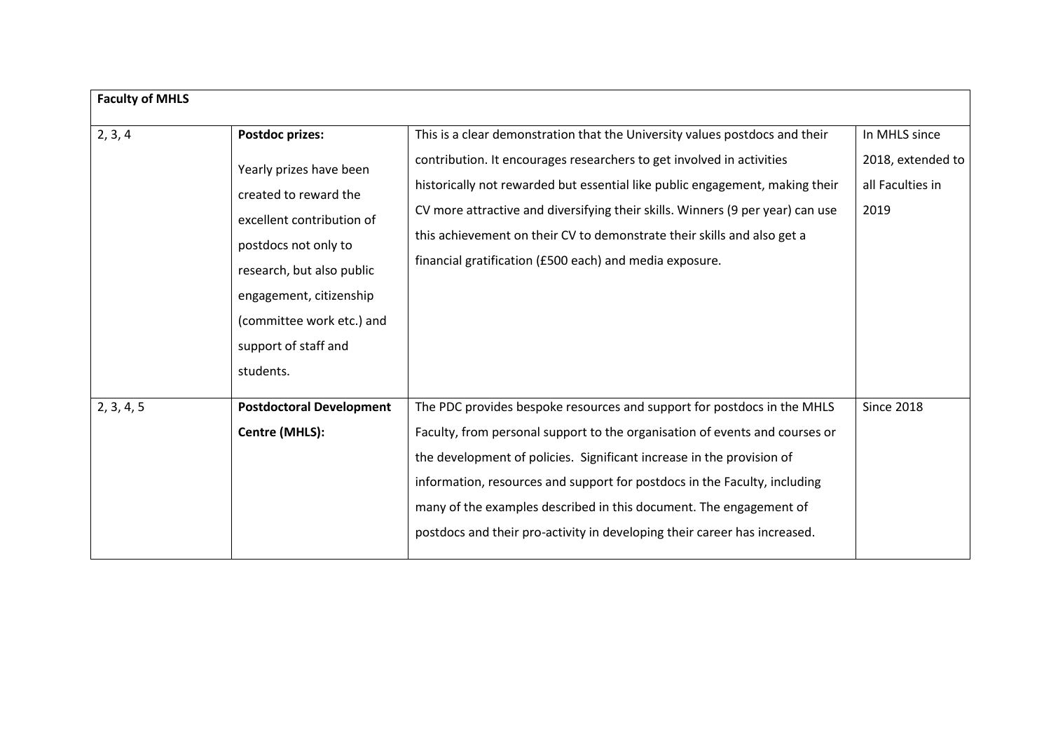| Faculty of MHLS | | | |
|---|---|---|---|
| 2, 3, 4 | **Postdoc prizes:** Yearly prizes have been created to reward the excellent contribution of postdocs not only to research, but also public engagement, citizenship (committee work etc.) and support of staff and students. | This is a clear demonstration that the University values postdocs and their contribution. It encourages researchers to get involved in activities historically not rewarded but essential like public engagement, making their CV more attractive and diversifying their skills. Winners (9 per year) can use this achievement on their CV to demonstrate their skills and also get a financial gratification (£500 each) and media exposure. | In MHLS since 2018, extended to all Faculties in 2019 |
| 2, 3, 4, 5 | **Postdoctoral Development Centre (MHLS):** | The PDC provides bespoke resources and support for postdocs in the MHLS Faculty, from personal support to the organisation of events and courses or the development of policies. Significant increase in the provision of information, resources and support for postdocs in the Faculty, including many of the examples described in this document. The engagement of postdocs and their pro-activity in developing their career has increased. | Since 2018 |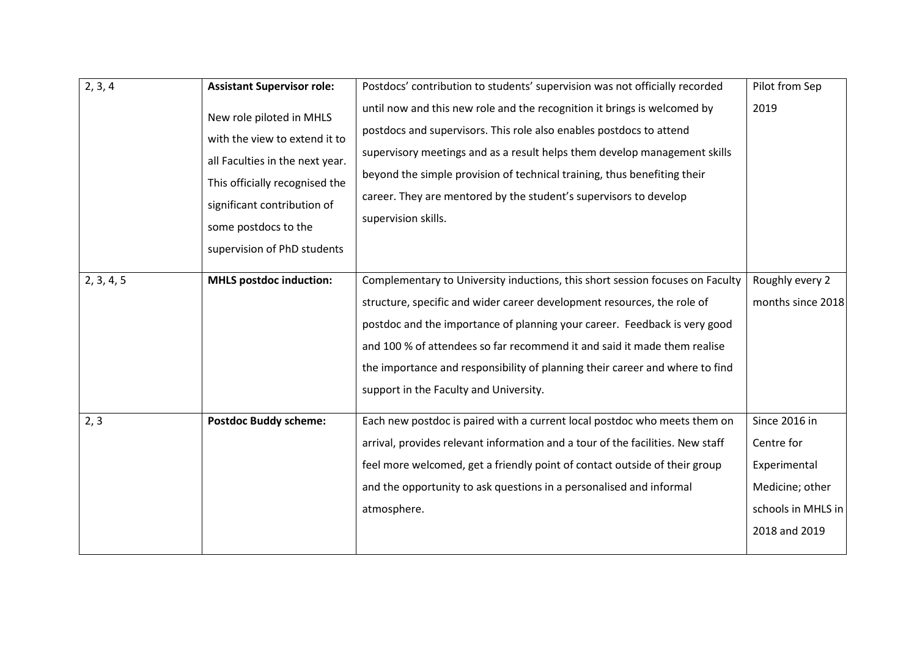| | | | |
|---|---|---|---|
| 2, 3, 4 | **Assistant Supervisor role:** New role piloted in MHLS with the view to extend it to all Faculties in the next year. This officially recognised the significant contribution of some postdocs to the supervision of PhD students | Postdocs' contribution to students' supervision was not officially recorded until now and this new role and the recognition it brings is welcomed by postdocs and supervisors. This role also enables postdocs to attend supervisory meetings and as a result helps them develop management skills beyond the simple provision of technical training, thus benefiting their career. They are mentored by the student's supervisors to develop supervision skills. | Pilot from Sep 2019 |
| 2, 3, 4, 5 | **MHLS postdoc induction:** | Complementary to University inductions, this short session focuses on Faculty structure, specific and wider career development resources, the role of postdoc and the importance of planning your career. Feedback is very good and 100 % of attendees so far recommend it and said it made them realise the importance and responsibility of planning their career and where to find support in the Faculty and University. | Roughly every 2 months since 2018 |
| 2, 3 | **Postdoc Buddy scheme:** | Each new postdoc is paired with a current local postdoc who meets them on arrival, provides relevant information and a tour of the facilities. New staff feel more welcomed, get a friendly point of contact outside of their group and the opportunity to ask questions in a personalised and informal atmosphere. | Since 2016 in Centre for Experimental Medicine; other schools in MHLS in 2018 and 2019 |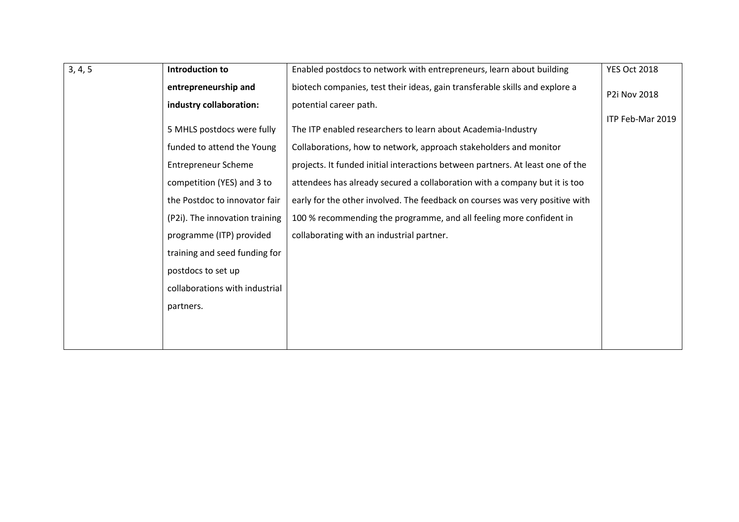| | | | |
|---|---|---|---|
| 3, 4, 5 | **Introduction to entrepreneurship and industry collaboration:**<br><br>5 MHLS postdocs were fully funded to attend the Young Entrepreneur Scheme competition (YES) and 3 to the Postdoc to innovator fair (P2i). The innovation training programme (ITP) provided training and seed funding for postdocs to set up collaborations with industrial partners. | Enabled postdocs to network with entrepreneurs, learn about building biotech companies, test their ideas, gain transferable skills and explore a potential career path.<br><br>The ITP enabled researchers to learn about Academia-Industry Collaborations, how to network, approach stakeholders and monitor projects. It funded initial interactions between partners. At least one of the attendees has already secured a collaboration with a company but it is too early for the other involved. The feedback on courses was very positive with 100 % recommending the programme, and all feeling more confident in collaborating with an industrial partner. | YES Oct 2018<br><br>P2i Nov 2018<br><br>ITP Feb-Mar 2019 |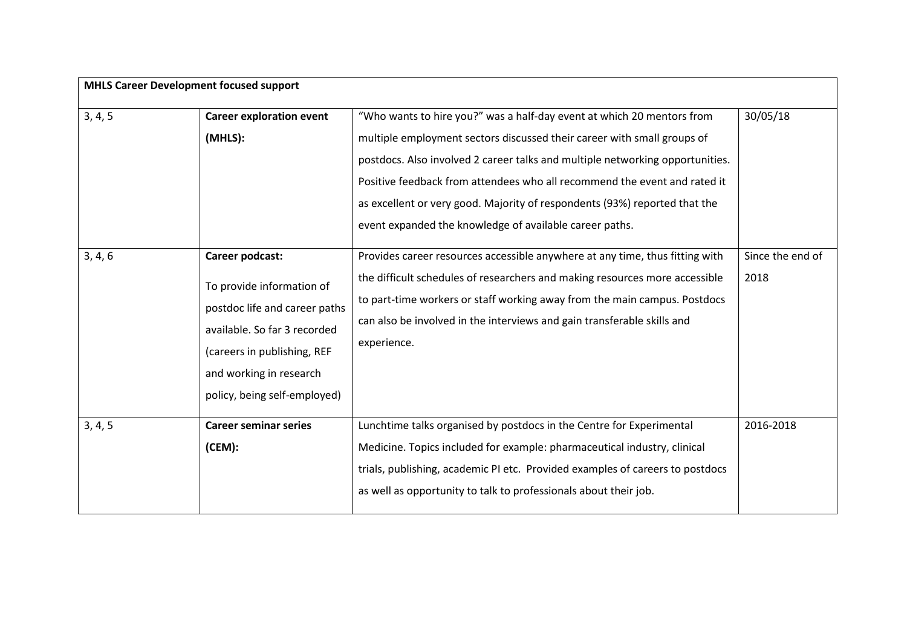| MHLS Career Development focused support | | | |
|---|---|---|---|
| 3, 4, 5 | **Career exploration event (MHLS):** | "Who wants to hire you?" was a half-day event at which 20 mentors from multiple employment sectors discussed their career with small groups of postdocs. Also involved 2 career talks and multiple networking opportunities. Positive feedback from attendees who all recommend the event and rated it as excellent or very good. Majority of respondents (93%) reported that the event expanded the knowledge of available career paths. | 30/05/18 |
| 3, 4, 6 | **Career podcast:** To provide information of postdoc life and career paths available. So far 3 recorded (careers in publishing, REF and working in research policy, being self-employed) | Provides career resources accessible anywhere at any time, thus fitting with the difficult schedules of researchers and making resources more accessible to part-time workers or staff working away from the main campus. Postdocs can also be involved in the interviews and gain transferable skills and experience. | Since the end of 2018 |
| 3, 4, 5 | **Career seminar series (CEM):** | Lunchtime talks organised by postdocs in the Centre for Experimental Medicine. Topics included for example: pharmaceutical industry, clinical trials, publishing, academic PI etc. Provided examples of careers to postdocs as well as opportunity to talk to professionals about their job. | 2016-2018 |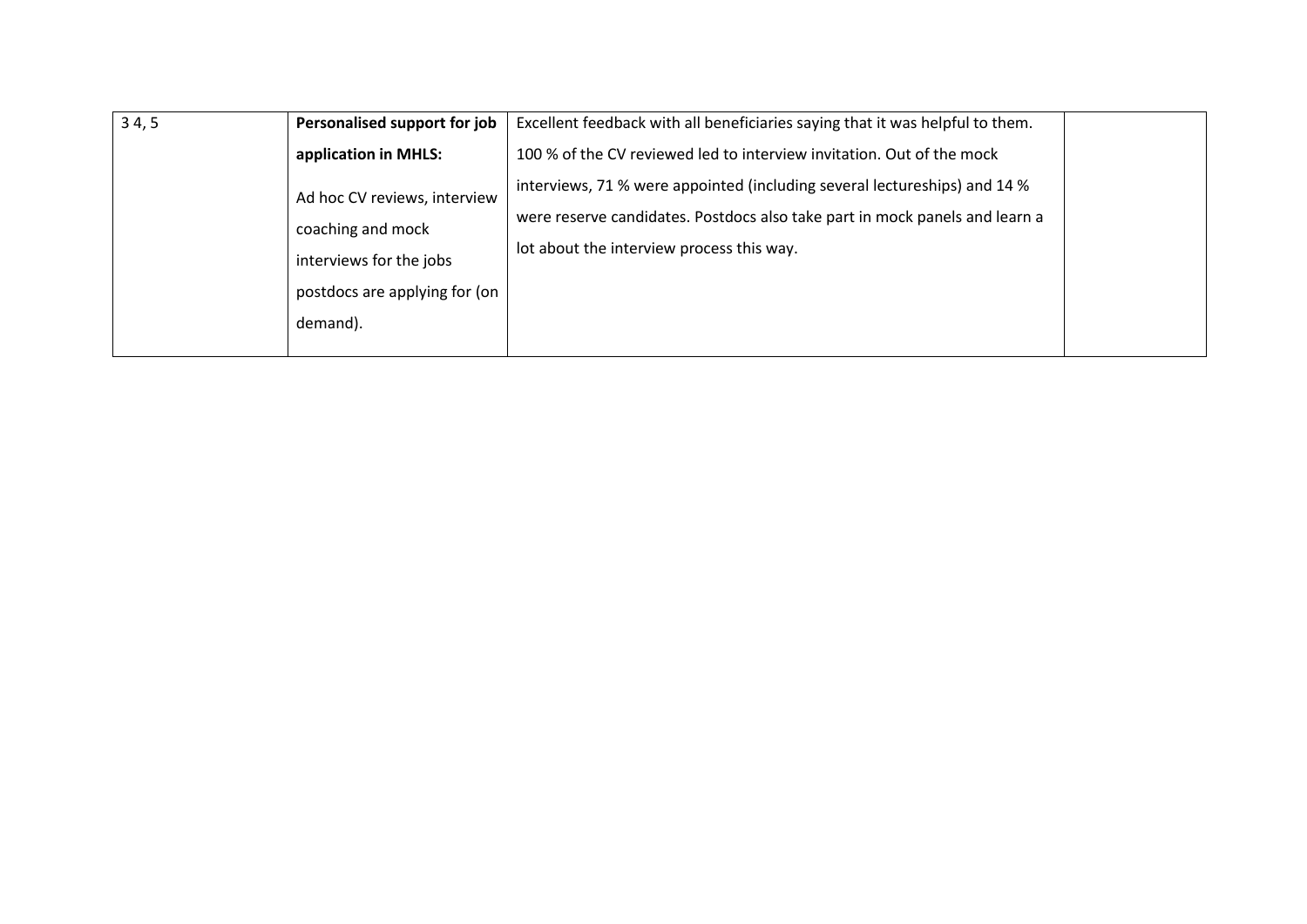| | | | |
|---|---|---|---|
| 3 4, 5 | **Personalised support for job application in MHLS:**<br><br>Ad hoc CV reviews, interview coaching and mock interviews for the jobs postdocs are applying for (on demand). | Excellent feedback with all beneficiaries saying that it was helpful to them. 100 % of the CV reviewed led to interview invitation. Out of the mock interviews, 71 % were appointed (including several lectureships) and 14 % were reserve candidates. Postdocs also take part in mock panels and learn a lot about the interview process this way. | |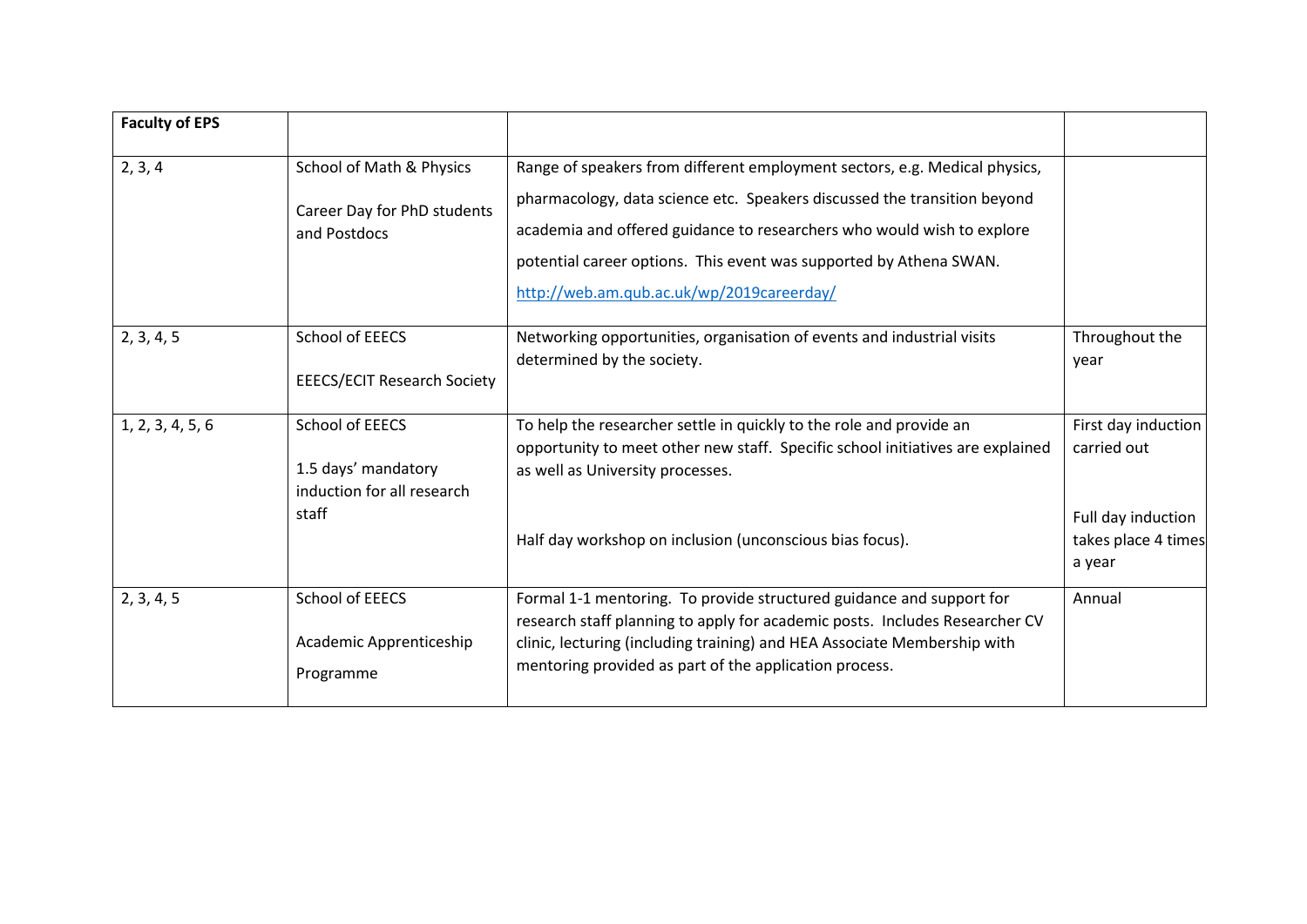| **Faculty of EPS** | | | |
|---|---|---|---|
| 2, 3, 4 | School of Math & Physics<br><br>Career Day for PhD students and Postdocs | Range of speakers from different employment sectors, e.g. Medical physics, pharmacology, data science etc. Speakers discussed the transition beyond academia and offered guidance to researchers who would wish to explore potential career options. This event was supported by Athena SWAN.<br>http://web.am.qub.ac.uk/wp/2019careerday/ | |
| 2, 3, 4, 5 | School of EEECS<br><br>EEECS/ECIT Research Society | Networking opportunities, organisation of events and industrial visits determined by the society. | Throughout the year |
| 1, 2, 3, 4, 5, 6 | School of EEECS<br><br>1.5 days' mandatory induction for all research staff | To help the researcher settle in quickly to the role and provide an opportunity to meet other new staff. Specific school initiatives are explained as well as University processes.<br><br>Half day workshop on inclusion (unconscious bias focus). | First day induction carried out<br><br>Full day induction takes place 4 times a year |
| 2, 3, 4, 5 | School of EEECS<br><br>Academic Apprenticeship Programme | Formal 1-1 mentoring. To provide structured guidance and support for research staff planning to apply for academic posts. Includes Researcher CV clinic, lecturing (including training) and HEA Associate Membership with mentoring provided as part of the application process. | Annual |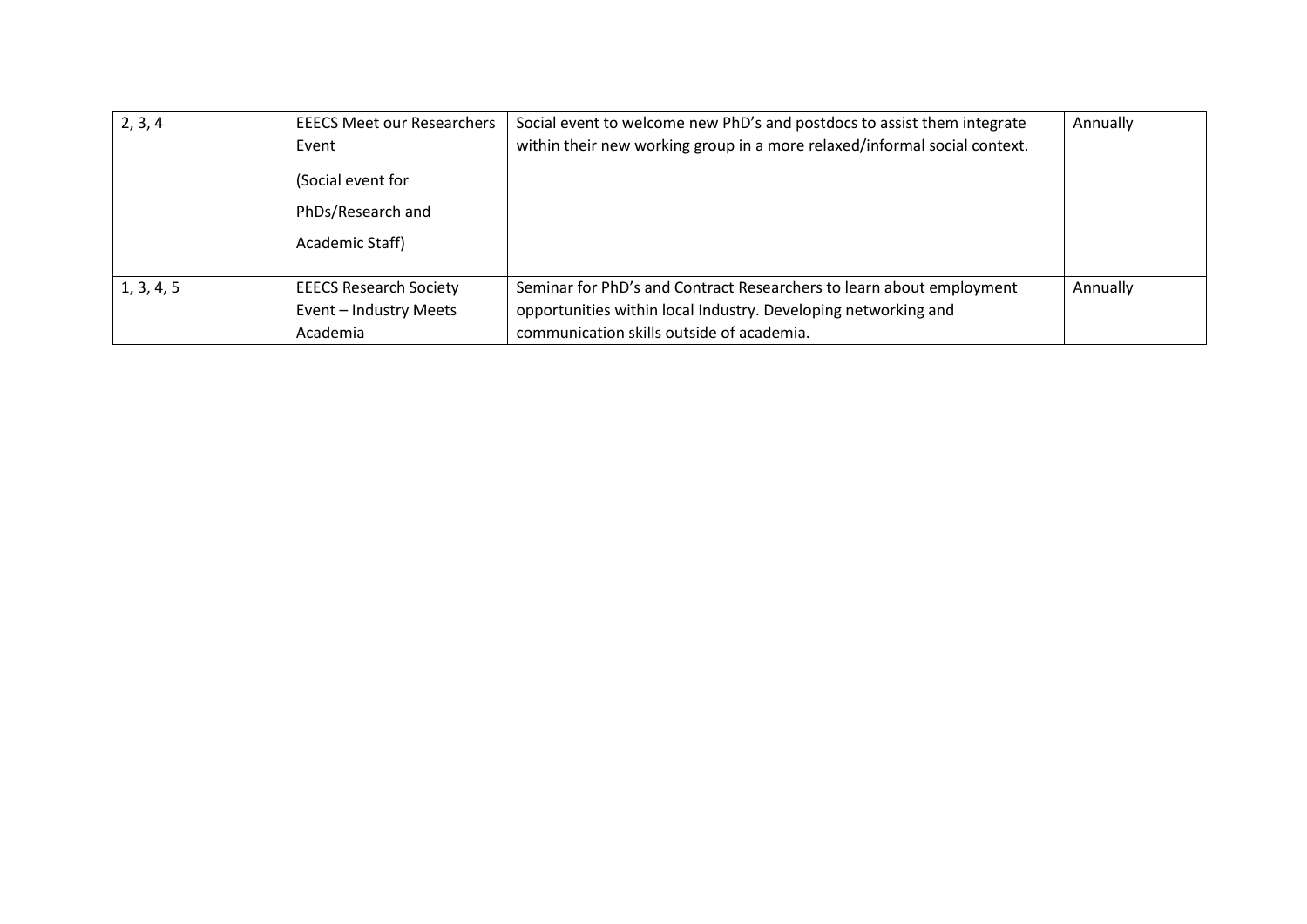| | | | |
|---|---|---|---|
| 2, 3, 4 | EEECS Meet our Researchers Event<br><br>(Social event for<br><br>PhDs/Research and<br><br>Academic Staff) | Social event to welcome new PhD's and postdocs to assist them integrate within their new working group in a more relaxed/informal social context. | Annually |
| 1, 3, 4, 5 | EEECS Research Society Event – Industry Meets Academia | Seminar for PhD's and Contract Researchers to learn about employment opportunities within local Industry. Developing networking and communication skills outside of academia. | Annually |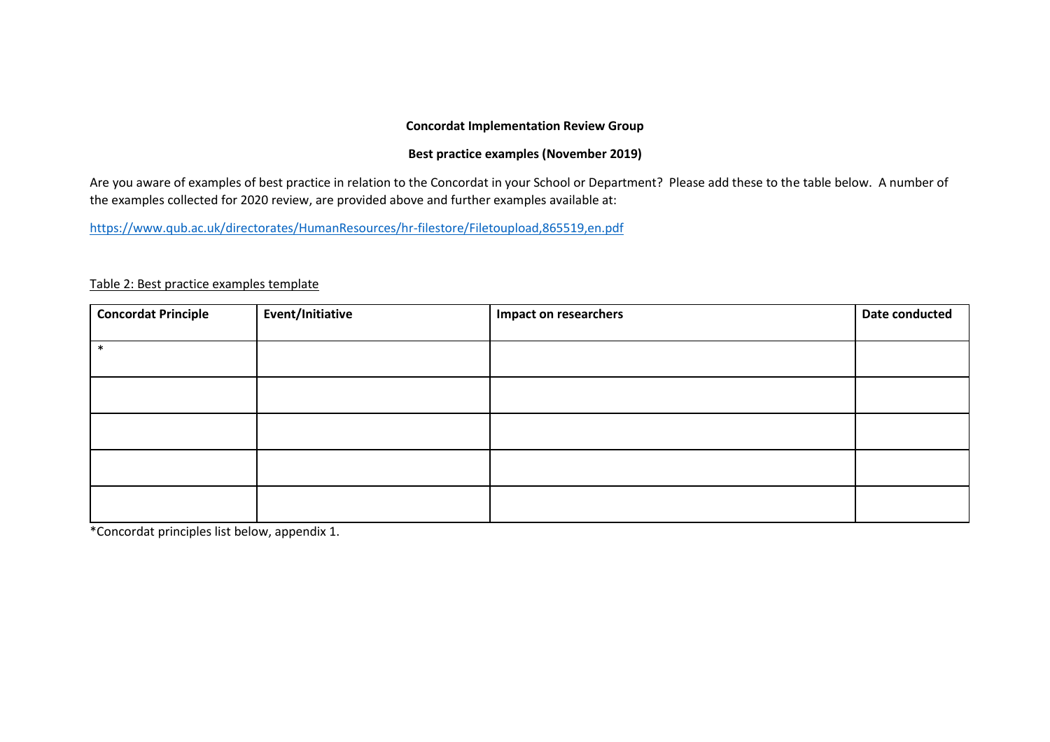**Concordat Implementation Review Group**

**Best practice examples (November 2019)**

Are you aware of examples of best practice in relation to the Concordat in your School or Department? Please add these to the table below. A number of the examples collected for 2020 review, are provided above and further examples available at:

https://www.qub.ac.uk/directorates/HumanResources/hr-filestore/Filetoupload,865519,en.pdf

Table 2: Best practice examples template

| Concordat Principle | Event/Initiative | Impact on researchers | Date conducted |
|---|---|---|---|
| * | | | |
| | | | |
| | | | |
| | | | |
| | | | |

*Concordat principles list below, appendix 1.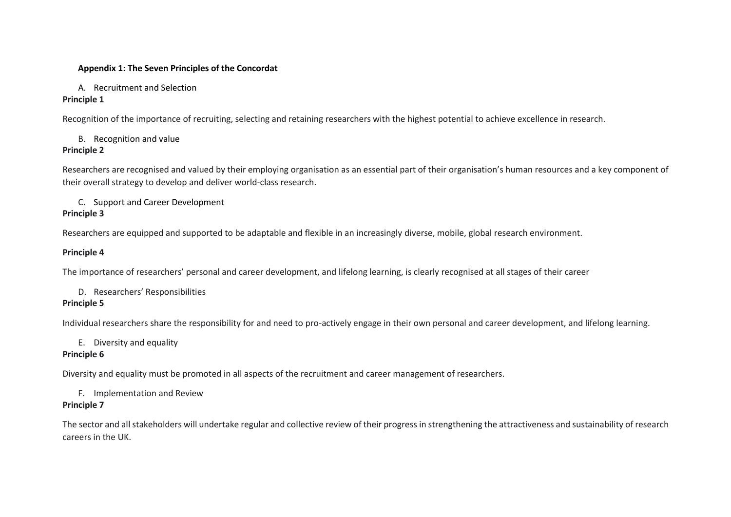**Appendix 1: The Seven Principles of the Concordat**

A. Recruitment and Selection

**Principle 1**

Recognition of the importance of recruiting, selecting and retaining researchers with the highest potential to achieve excellence in research.

B. Recognition and value

**Principle 2**

Researchers are recognised and valued by their employing organisation as an essential part of their organisation's human resources and a key component of their overall strategy to develop and deliver world-class research.

C. Support and Career Development

**Principle 3**

Researchers are equipped and supported to be adaptable and flexible in an increasingly diverse, mobile, global research environment.

**Principle 4**

The importance of researchers' personal and career development, and lifelong learning, is clearly recognised at all stages of their career

D. Researchers' Responsibilities

**Principle 5**

Individual researchers share the responsibility for and need to pro-actively engage in their own personal and career development, and lifelong learning.

E. Diversity and equality

**Principle 6**

Diversity and equality must be promoted in all aspects of the recruitment and career management of researchers.

F. Implementation and Review

**Principle 7**

The sector and all stakeholders will undertake regular and collective review of their progress in strengthening the attractiveness and sustainability of research careers in the UK.